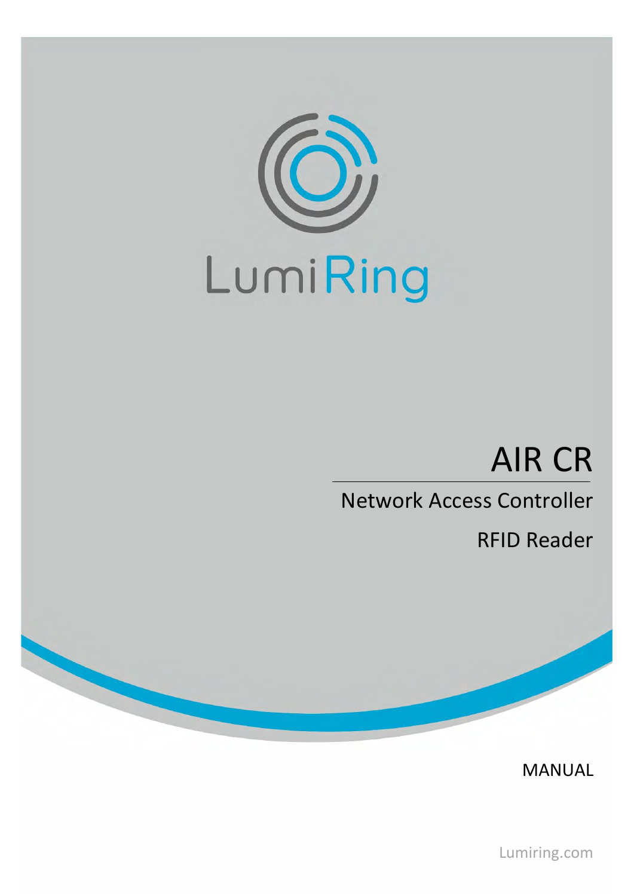LumiRing

# AIR CR

Network Access Controller

RFID Reader

MANUAL

Lumiring.com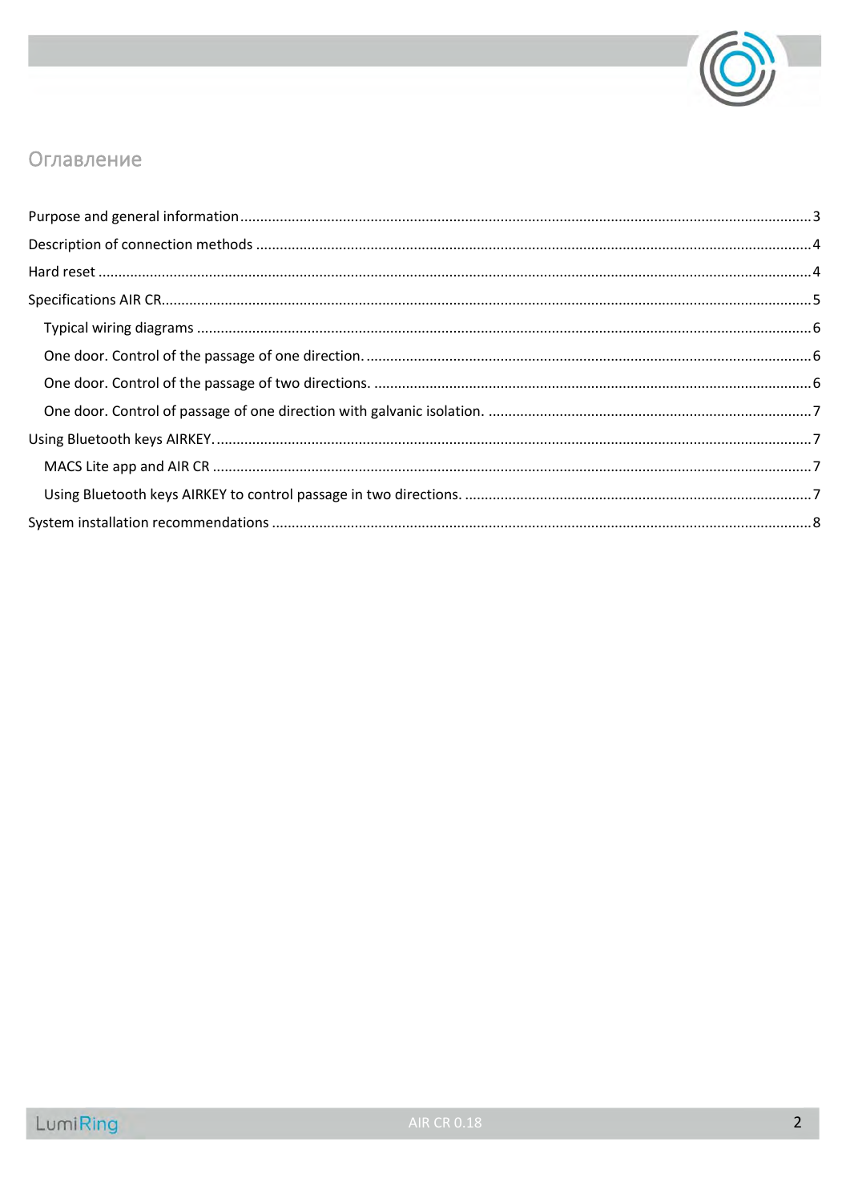# Оглавление

- Purpose and general information ... 3
- Description of connection methods ... 4
- Hard reset ... 4
- Specifications AIR CR ... 5
  - Typical wiring diagrams ... 6
  - One door. Control of the passage of one direction. ... 6
  - One door. Control of the passage of two directions. ... 6
  - One door. Control of passage of one direction with galvanic isolation. ... 7
- Using Bluetooth keys AIRKEY. ... 7
  - MACS Lite app and AIR CR ... 7
  - Using Bluetooth keys AIRKEY to control passage in two directions. ... 7
- System installation recommendations ... 8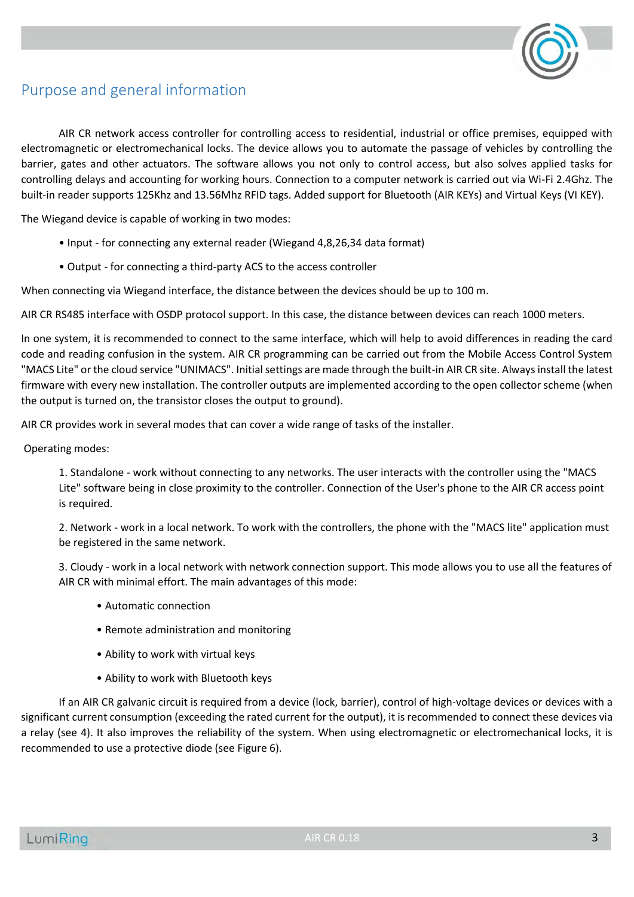# Purpose and general information

AIR CR network access controller for controlling access to residential, industrial or office premises, equipped with electromagnetic or electromechanical locks. The device allows you to automate the passage of vehicles by controlling the barrier, gates and other actuators. The software allows you not only to control access, but also solves applied tasks for controlling delays and accounting for working hours. Connection to a computer network is carried out via Wi-Fi 2.4Ghz. The built-in reader supports 125Khz and 13.56Mhz RFID tags. Added support for Bluetooth (AIR KEYs) and Virtual Keys (VI KEY).

The Wiegand device is capable of working in two modes:

- Input - for connecting any external reader (Wiegand 4,8,26,34 data format)
- Output - for connecting a third-party ACS to the access controller

When connecting via Wiegand interface, the distance between the devices should be up to 100 m.

AIR CR RS485 interface with OSDP protocol support. In this case, the distance between devices can reach 1000 meters.

In one system, it is recommended to connect to the same interface, which will help to avoid differences in reading the card code and reading confusion in the system. AIR CR programming can be carried out from the Mobile Access Control System "MACS Lite" or the cloud service "UNIMACS". Initial settings are made through the built-in AIR CR site. Always install the latest firmware with every new installation. The controller outputs are implemented according to the open collector scheme (when the output is turned on, the transistor closes the output to ground).

AIR CR provides work in several modes that can cover a wide range of tasks of the installer.

Operating modes:

1. Standalone - work without connecting to any networks. The user interacts with the controller using the "MACS Lite" software being in close proximity to the controller. Connection of the User's phone to the AIR CR access point is required.

2. Network - work in a local network. To work with the controllers, the phone with the "MACS lite" application must be registered in the same network.

3. Cloudy - work in a local network with network connection support. This mode allows you to use all the features of AIR CR with minimal effort. The main advantages of this mode:

   - Automatic connection
   - Remote administration and monitoring
   - Ability to work with virtual keys
   - Ability to work with Bluetooth keys

If an AIR CR galvanic circuit is required from a device (lock, barrier), control of high-voltage devices or devices with a significant current consumption (exceeding the rated current for the output), it is recommended to connect these devices via a relay (see 4). It also improves the reliability of the system. When using electromagnetic or electromechanical locks, it is recommended to use a protective diode (see Figure 6).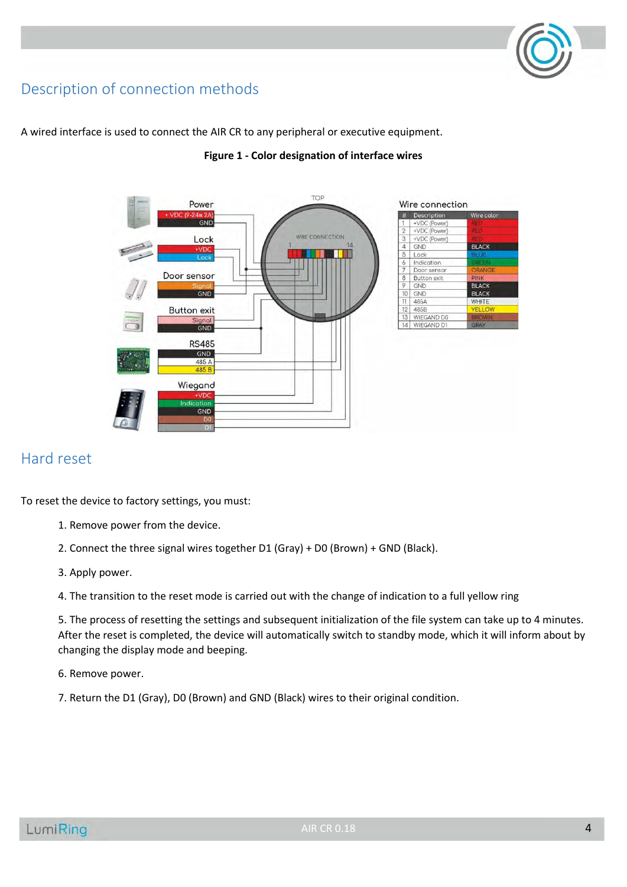## Description of connection methods

A wired interface is used to connect the AIR CR to any peripheral or executive equipment.

**Figure 1 - Color designation of interface wires**

Wire connection

| # | Description | Wire color |
|---|---|---|
| 1 | +VDC (Power) | RED |
| 2 | +VDC (Power) | RED |
| 3 | +VDC (Power) | RED |
| 4 | GND | BLACK |
| 5 | Lock | BLUE |
| 6 | Indication | GREEN |
| 7 | Door sensor | ORANGE |
| 8 | Button exit | PINK |
| 9 | GND | BLACK |
| 10 | GND | BLACK |
| 11 | 485A | WHITE |
| 12 | 485B | YELLOW |
| 13 | WIEGAND D0 | BROWN |
| 14 | WIEGAND D1 | GRAY |

## Hard reset

To reset the device to factory settings, you must:

1. Remove power from the device.
2. Connect the three signal wires together D1 (Gray) + D0 (Brown) + GND (Black).
3. Apply power.
4. The transition to the reset mode is carried out with the change of indication to a full yellow ring
5. The process of resetting the settings and subsequent initialization of the file system can take up to 4 minutes. After the reset is completed, the device will automatically switch to standby mode, which it will inform about by changing the display mode and beeping.
6. Remove power.
7. Return the D1 (Gray), D0 (Brown) and GND (Black) wires to their original condition.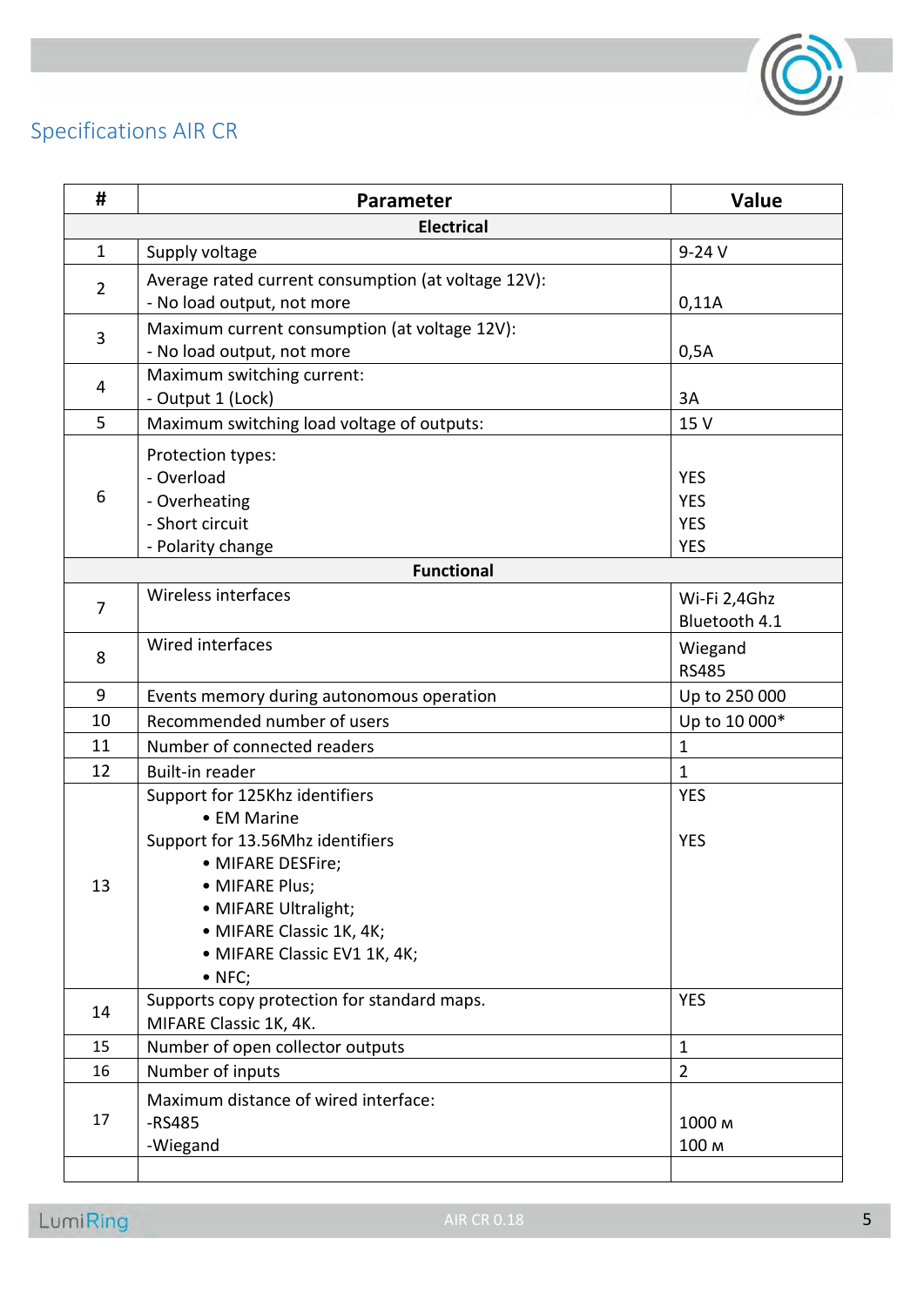## Specifications AIR CR

| # | Parameter | Value |
|---|---|---|
| | **Electrical** | |
| 1 | Supply voltage | 9-24 V |
| 2 | Average rated current consumption (at voltage 12V):<br>- No load output, not more | 0,11A |
| 3 | Maximum current consumption (at voltage 12V):<br>- No load output, not more | 0,5A |
| 4 | Maximum switching current:<br>- Output 1 (Lock) | 3A |
| 5 | Maximum switching load voltage of outputs: | 15 V |
| 6 | Protection types:<br>- Overload<br>- Overheating<br>- Short circuit<br>- Polarity change | <br>YES<br>YES<br>YES<br>YES |
| | **Functional** | |
| 7 | Wireless interfaces | Wi-Fi 2,4Ghz<br>Bluetooth 4.1 |
| 8 | Wired interfaces | Wiegand<br>RS485 |
| 9 | Events memory during autonomous operation | Up to 250 000 |
| 10 | Recommended number of users | Up to 10 000* |
| 11 | Number of connected readers | 1 |
| 12 | Built-in reader | 1 |
| 13 | Support for 125Khz identifiers<br>• EM Marine<br>Support for 13.56Mhz identifiers<br>• MIFARE DESFire;<br>• MIFARE Plus;<br>• MIFARE Ultralight;<br>• MIFARE Classic 1K, 4K;<br>• MIFARE Classic EV1 1K, 4K;<br>• NFC; | YES<br><br>YES |
| 14 | Supports copy protection for standard maps.<br>MIFARE Classic 1K, 4K. | YES |
| 15 | Number of open collector outputs | 1 |
| 16 | Number of inputs | 2 |
| 17 | Maximum distance of wired interface:<br>-RS485<br>-Wiegand | <br>1000 м<br>100 м |
| | | |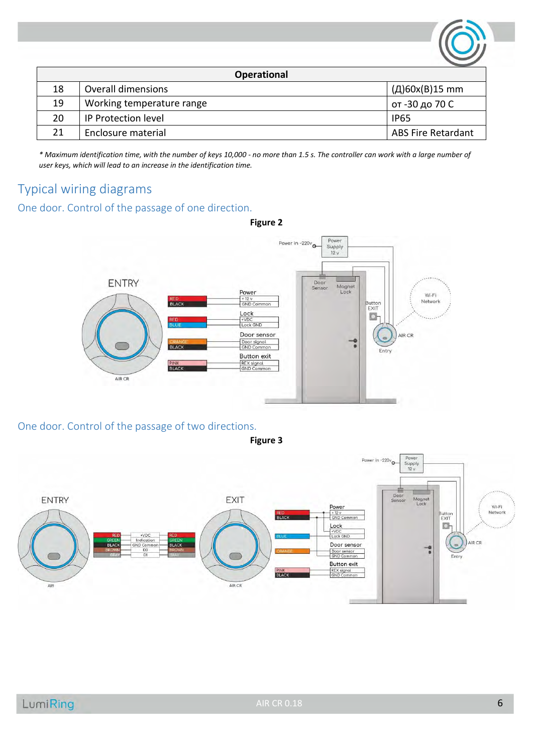| | Operational | |
|---|---|---|
| 18 | Overall dimensions | (Д)60x(В)15 mm |
| 19 | Working temperature range | от -30 до 70 C |
| 20 | IP Protection level | IP65 |
| 21 | Enclosure material | ABS Fire Retardant |

*\* Maximum identification time, with the number of keys 10,000 - no more than 1.5 s. The controller can work with a large number of user keys, which will lead to an increase in the identification time.*

# Typical wiring diagrams

## One door. Control of the passage of one direction.

**Figure 2**

## One door. Control of the passage of two directions.

**Figure 3**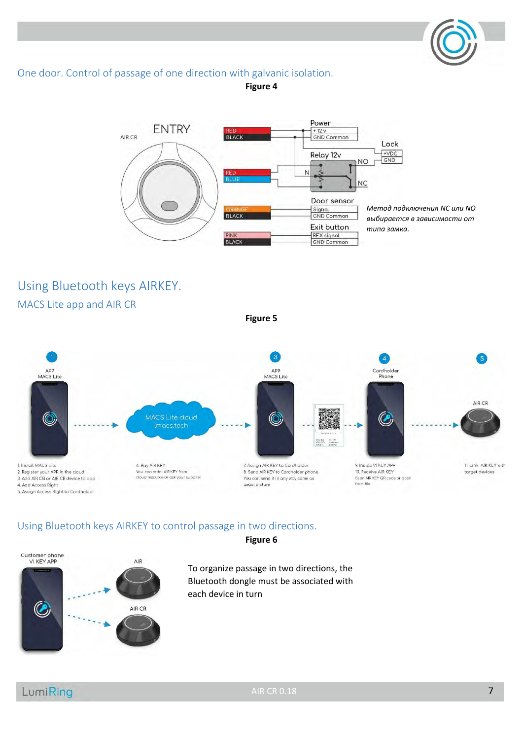## One door. Control of passage of one direction with galvanic isolation.

**Figure 4**

ENTRY

AIR CR

| Wire | Connection |
|---|---|
| RED | Power: + 12 v |
| BLACK | Power: GND Common |
| RED | Relay 12v |
| BLUE | Relay 12v |
| ORANGE | Door sensor: Signal |
| BLACK | Door sensor: GND Common |
| PINK | Exit button: REX signal |
| BLACK | Exit button: GND Common |

Lock: +VDC, GND

Relay 12v: N, NO, NC

*Метод подключения NC или NO выбирается в зависимости от типа замка.*

## Using Bluetooth keys AIRKEY.

### MACS Lite app and AIR CR

**Figure 5**

1. APP MACS Lite
   1. Install MACS Lite
   2. Register your APP in the cloud
   3. Add AIR CB or AIR CR device to app
   4. Add Access Right
   5. Assign Access Right to Cardholder

MACS Lite cloud lmacs.tech

6. Buy AIR KEY. You can order AIR KEY from cloud resource or ask your supplier.

3. APP MACS Lite
   7. Assign AIR KEY to Cardholder
   8. Send AIR KEY to Cardholder phone. You can send it in any way same as usual picture

4. Cardholder Phone
   9. Install VI KEY APP
   10. Receive AIR KEY. Scan AIR KEY QR code or open from file

5. AIR CR
   11. Link AIR KEY with target devices

## Using Bluetooth keys AIRKEY to control passage in two directions.

**Figure 6**

Customer phone VI KEY APP

AIR

AIR CR

To organize passage in two directions, the Bluetooth dongle must be associated with each device in turn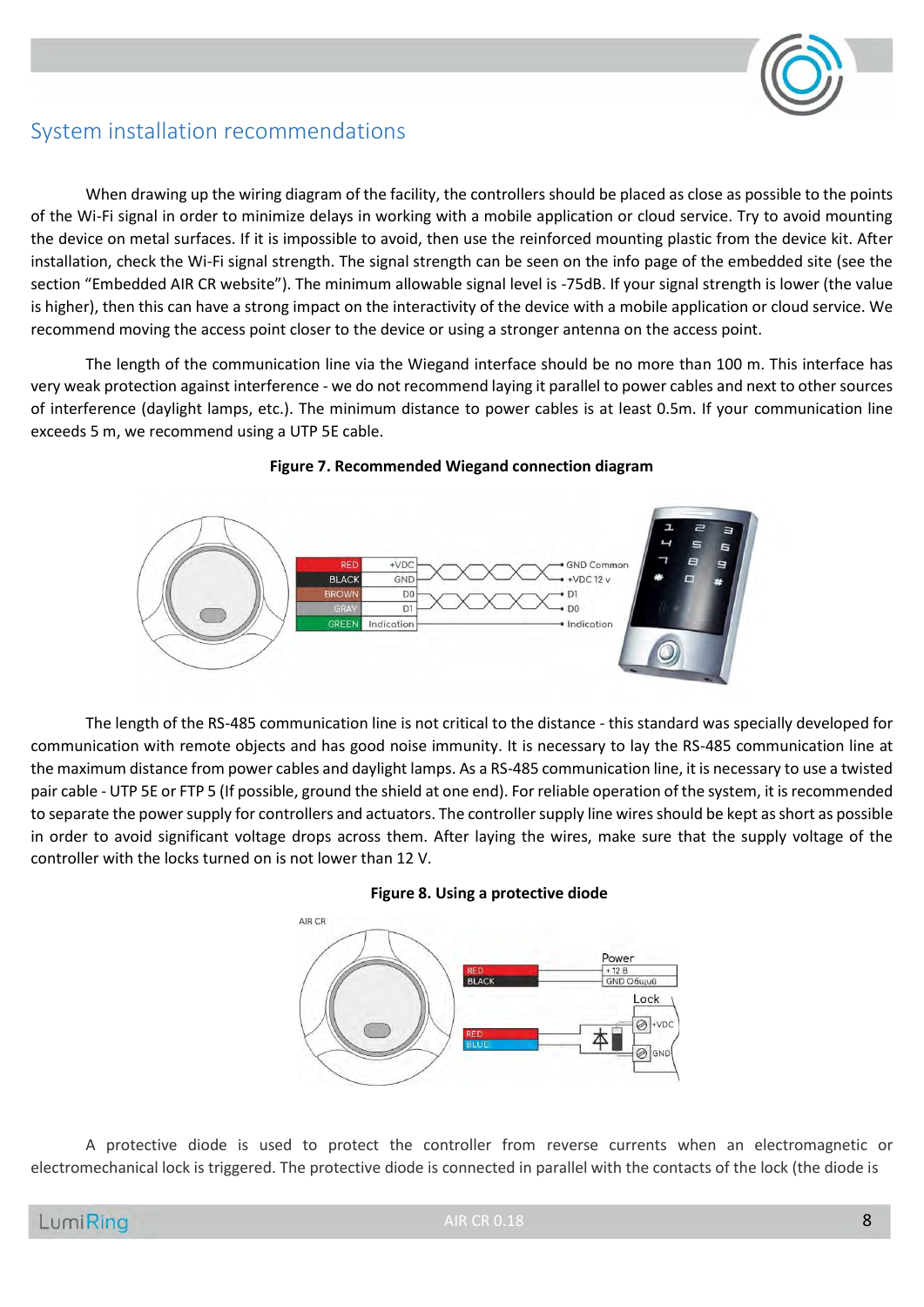## System installation recommendations

When drawing up the wiring diagram of the facility, the controllers should be placed as close as possible to the points of the Wi-Fi signal in order to minimize delays in working with a mobile application or cloud service. Try to avoid mounting the device on metal surfaces. If it is impossible to avoid, then use the reinforced mounting plastic from the device kit. After installation, check the Wi-Fi signal strength. The signal strength can be seen on the info page of the embedded site (see the section “Embedded AIR CR website”). The minimum allowable signal level is -75dB. If your signal strength is lower (the value is higher), then this can have a strong impact on the interactivity of the device with a mobile application or cloud service. We recommend moving the access point closer to the device or using a stronger antenna on the access point.

The length of the communication line via the Wiegand interface should be no more than 100 m. This interface has very weak protection against interference - we do not recommend laying it parallel to power cables and next to other sources of interference (daylight lamps, etc.). The minimum distance to power cables is at least 0.5m. If your communication line exceeds 5 m, we recommend using a UTP 5E cable.

**Figure 7. Recommended Wiegand connection diagram**

The length of the RS-485 communication line is not critical to the distance - this standard was specially developed for communication with remote objects and has good noise immunity. It is necessary to lay the RS-485 communication line at the maximum distance from power cables and daylight lamps. As a RS-485 communication line, it is necessary to use a twisted pair cable - UTP 5E or FTP 5 (If possible, ground the shield at one end). For reliable operation of the system, it is recommended to separate the power supply for controllers and actuators. The controller supply line wires should be kept as short as possible in order to avoid significant voltage drops across them. After laying the wires, make sure that the supply voltage of the controller with the locks turned on is not lower than 12 V.

**Figure 8. Using a protective diode**

A protective diode is used to protect the controller from reverse currents when an electromagnetic or electromechanical lock is triggered. The protective diode is connected in parallel with the contacts of the lock (the diode is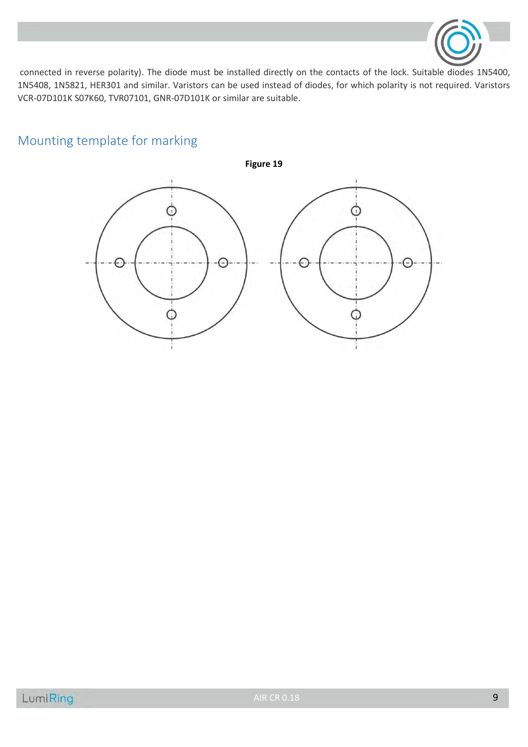connected in reverse polarity). The diode must be installed directly on the contacts of the lock. Suitable diodes 1N5400, 1N5408, 1N5821, HER301 and similar. Varistors can be used instead of diodes, for which polarity is not required. Varistors VCR-07D101K S07K60, TVR07101, GNR-07D101K or similar are suitable.

## Mounting template for marking

**Figure 19**